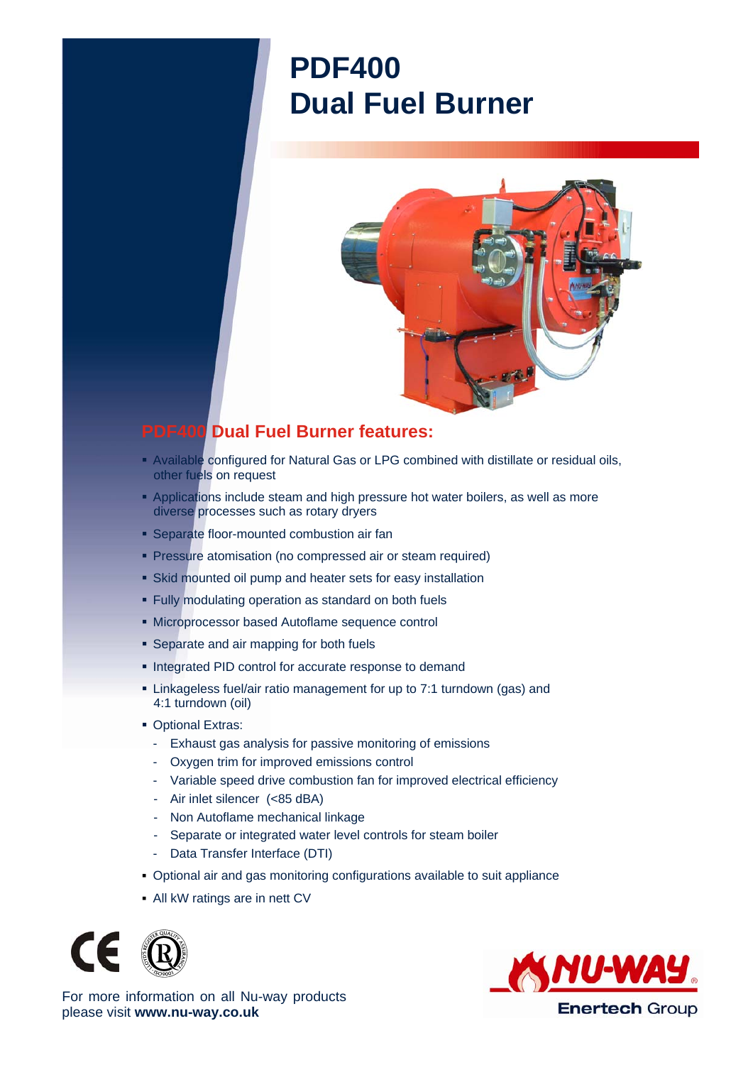# PDF400
# Dual Fuel Burner

## PDF400 Dual Fuel Burner features:

- Available configured for Natural Gas or LPG combined with distillate or residual oils, other fuels on request
- Applications include steam and high pressure hot water boilers, as well as more diverse processes such as rotary dryers
- Separate floor-mounted combustion air fan
- Pressure atomisation (no compressed air or steam required)
- Skid mounted oil pump and heater sets for easy installation
- Fully modulating operation as standard on both fuels
- Microprocessor based Autoflame sequence control
- Separate and air mapping for both fuels
- Integrated PID control for accurate response to demand
- Linkageless fuel/air ratio management for up to 7:1 turndown (gas) and 4:1 turndown (oil)
- Optional Extras:
  - Exhaust gas analysis for passive monitoring of emissions
  - Oxygen trim for improved emissions control
  - Variable speed drive combustion fan for improved electrical efficiency
  - Air inlet silencer (<85 dBA)
  - Non Autoflame mechanical linkage
  - Separate or integrated water level controls for steam boiler
  - Data Transfer Interface (DTI)
- Optional air and gas monitoring configurations available to suit appliance
- All kW ratings are in nett CV

For more information on all Nu-way products please visit **www.nu-way.co.uk**

NU-WAY® Enertech Group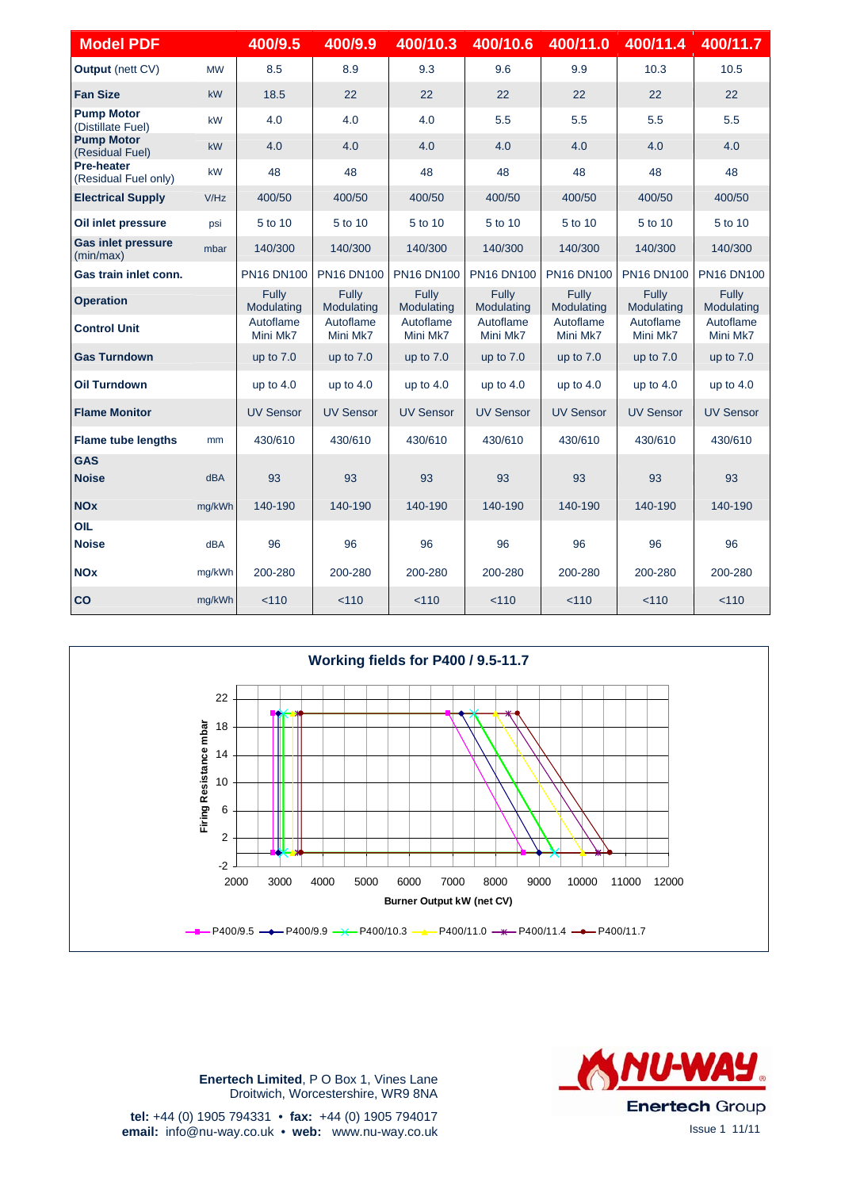| Model PDF | | 400/9.5 | 400/9.9 | 400/10.3 | 400/10.6 | 400/11.0 | 400/11.4 | 400/11.7 |
|---|---|---|---|---|---|---|---|---|
| **Output** (nett CV) | MW | 8.5 | 8.9 | 9.3 | 9.6 | 9.9 | 10.3 | 10.5 |
| **Fan Size** | kW | 18.5 | 22 | 22 | 22 | 22 | 22 | 22 |
| **Pump Motor** (Distillate Fuel) | kW | 4.0 | 4.0 | 4.0 | 5.5 | 5.5 | 5.5 | 5.5 |
| **Pump Motor** (Residual Fuel) | kW | 4.0 | 4.0 | 4.0 | 4.0 | 4.0 | 4.0 | 4.0 |
| **Pre-heater** (Residual Fuel only) | kW | 48 | 48 | 48 | 48 | 48 | 48 | 48 |
| **Electrical Supply** | V/Hz | 400/50 | 400/50 | 400/50 | 400/50 | 400/50 | 400/50 | 400/50 |
| **Oil inlet pressure** | psi | 5 to 10 | 5 to 10 | 5 to 10 | 5 to 10 | 5 to 10 | 5 to 10 | 5 to 10 |
| **Gas inlet pressure** (min/max) | mbar | 140/300 | 140/300 | 140/300 | 140/300 | 140/300 | 140/300 | 140/300 |
| **Gas train inlet conn.** | | PN16 DN100 | PN16 DN100 | PN16 DN100 | PN16 DN100 | PN16 DN100 | PN16 DN100 | PN16 DN100 |
| **Operation** | | Fully Modulating | Fully Modulating | Fully Modulating | Fully Modulating | Fully Modulating | Fully Modulating | Fully Modulating |
| **Control Unit** | | Autoflame Mini Mk7 | Autoflame Mini Mk7 | Autoflame Mini Mk7 | Autoflame Mini Mk7 | Autoflame Mini Mk7 | Autoflame Mini Mk7 | Autoflame Mini MK7 |
| **Gas Turndown** | | up to 7.0 | up to 7.0 | up to 7.0 | up to 7.0 | up to 7.0 | up to 7.0 | up to 7.0 |
| **Oil Turndown** | | up to 4.0 | up to 4.0 | up to 4.0 | up to 4.0 | up to 4.0 | up to 4.0 | up to 4.0 |
| **Flame Monitor** | | UV Sensor | UV Sensor | UV Sensor | UV Sensor | UV Sensor | UV Sensor | UV Sensor |
| **Flame tube lengths** | mm | 430/610 | 430/610 | 430/610 | 430/610 | 430/610 | 430/610 | 430/610 |
| **GAS** | | | | | | | | |
| **Noise** | dBA | 93 | 93 | 93 | 93 | 93 | 93 | 93 |
| **NOx** | mg/kWh | 140-190 | 140-190 | 140-190 | 140-190 | 140-190 | 140-190 | 140-190 |
| **OIL** | | | | | | | | |
| **Noise** | dBA | 96 | 96 | 96 | 96 | 96 | 96 | 96 |
| **NOx** | mg/kWh | 200-280 | 200-280 | 200-280 | 200-280 | 200-280 | 200-280 | 200-280 |
| **CO** | mg/kWh | <110 | <110 | <110 | <110 | <110 | <110 | <110 |

**Working fields for P400 / 9.5-11.7**

Firing Resistance mbar

22
18
14
10
6
2
-2

2000 3000 4000 5000 6000 7000 8000 9000 10000 11000 12000

Burner Output kW (net CV)

P400/9.5 P400/9.9 P400/10.3 P400/11.0 P400/11.4 P400/11.7

**Enertech Limited**, P O Box 1, Vines Lane
Droitwich, Worcestershire, WR9 8NA

**tel:** +44 (0) 1905 794331 • **fax:** +44 (0) 1905 794017
**email:** info@nu-way.co.uk • **web:** www.nu-way.co.uk

NU-WAY®
Enertech Group

Issue 1 11/11